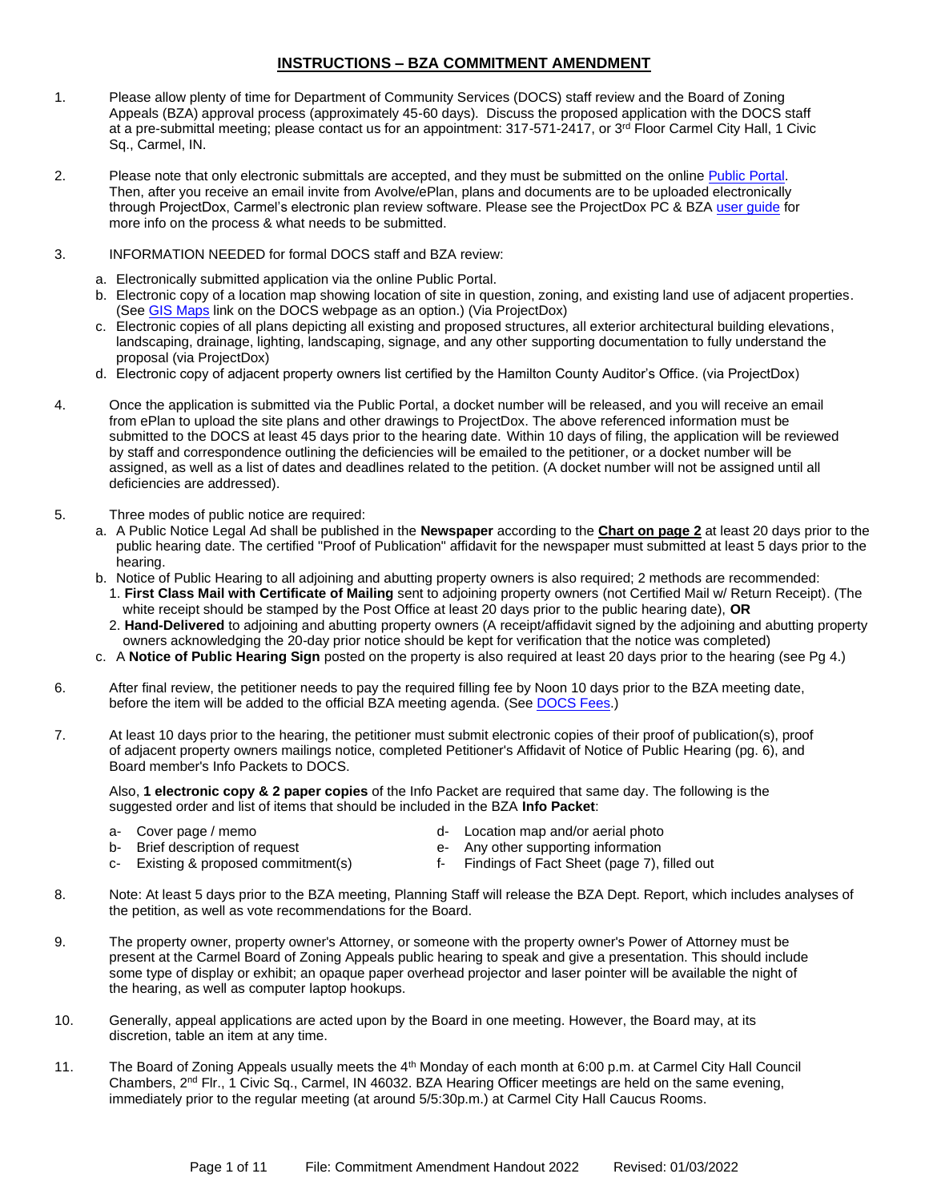# INSTRUCTIONS – BZA COMMITMENT AMENDMENT

1. Please allow plenty of time for Department of Community Services (DOCS) staff review and the Board of Zoning Appeals (BZA) approval process (approximately 45-60 days). Discuss the proposed application with the DOCS staff at a pre-submittal meeting; please contact us for an appointment: 317-571-2417, or 3rd Floor Carmel City Hall, 1 Civic Sq., Carmel, IN.

2. Please note that only electronic submittals are accepted, and they must be submitted on the online Public Portal. Then, after you receive an email invite from Avolve/ePlan, plans and documents are to be uploaded electronically through ProjectDox, Carmel's electronic plan review software. Please see the ProjectDox PC & BZA user guide for more info on the process & what needs to be submitted.

3. INFORMATION NEEDED for formal DOCS staff and BZA review:
   a. Electronically submitted application via the online Public Portal.
   b. Electronic copy of a location map showing location of site in question, zoning, and existing land use of adjacent properties. (See GIS Maps link on the DOCS webpage as an option.) (Via ProjectDox)
   c. Electronic copies of all plans depicting all existing and proposed structures, all exterior architectural building elevations, landscaping, drainage, lighting, landscaping, signage, and any other supporting documentation to fully understand the proposal (via ProjectDox)
   d. Electronic copy of adjacent property owners list certified by the Hamilton County Auditor's Office. (via ProjectDox)

4. Once the application is submitted via the Public Portal, a docket number will be released, and you will receive an email from ePlan to upload the site plans and other drawings to ProjectDox. The above referenced information must be submitted to the DOCS at least 45 days prior to the hearing date. Within 10 days of filing, the application will be reviewed by staff and correspondence outlining the deficiencies will be emailed to the petitioner, or a docket number will be assigned, as well as a list of dates and deadlines related to the petition. (A docket number will not be assigned until all deficiencies are addressed).

5. Three modes of public notice are required:
   a. A Public Notice Legal Ad shall be published in the **Newspaper** according to the **Chart on page 2** at least 20 days prior to the public hearing date. The certified "Proof of Publication" affidavit for the newspaper must submitted at least 5 days prior to the hearing.
   b. Notice of Public Hearing to all adjoining and abutting property owners is also required; 2 methods are recommended:
      1. **First Class Mail with Certificate of Mailing** sent to adjoining property owners (not Certified Mail w/ Return Receipt). (The white receipt should be stamped by the Post Office at least 20 days prior to the public hearing date), **OR**
      2. **Hand-Delivered** to adjoining and abutting property owners (A receipt/affidavit signed by the adjoining and abutting property owners acknowledging the 20-day prior notice should be kept for verification that the notice was completed)
   c. A **Notice of Public Hearing Sign** posted on the property is also required at least 20 days prior to the hearing (see Pg 4.)

6. After final review, the petitioner needs to pay the required filling fee by Noon 10 days prior to the BZA meeting date, before the item will be added to the official BZA meeting agenda. (See DOCS Fees.)

7. At least 10 days prior to the hearing, the petitioner must submit electronic copies of their proof of publication(s), proof of adjacent property owners mailings notice, completed Petitioner's Affidavit of Notice of Public Hearing (pg. 6), and Board member's Info Packets to DOCS.

   Also, **1 electronic copy & 2 paper copies** of the Info Packet are required that same day. The following is the suggested order and list of items that should be included in the BZA **Info Packet**:

   a- Cover page / memo
   b- Brief description of request
   c- Existing & proposed commitment(s)
   d- Location map and/or aerial photo
   e- Any other supporting information
   f- Findings of Fact Sheet (page 7), filled out

8. Note: At least 5 days prior to the BZA meeting, Planning Staff will release the BZA Dept. Report, which includes analyses of the petition, as well as vote recommendations for the Board.

9. The property owner, property owner's Attorney, or someone with the property owner's Power of Attorney must be present at the Carmel Board of Zoning Appeals public hearing to speak and give a presentation. This should include some type of display or exhibit; an opaque paper overhead projector and laser pointer will be available the night of the hearing, as well as computer laptop hookups.

10. Generally, appeal applications are acted upon by the Board in one meeting. However, the Board may, at its discretion, table an item at any time.

11. The Board of Zoning Appeals usually meets the 4th Monday of each month at 6:00 p.m. at Carmel City Hall Council Chambers, 2nd Flr., 1 Civic Sq., Carmel, IN 46032. BZA Hearing Officer meetings are held on the same evening, immediately prior to the regular meeting (at around 5/5:30p.m.) at Carmel City Hall Caucus Rooms.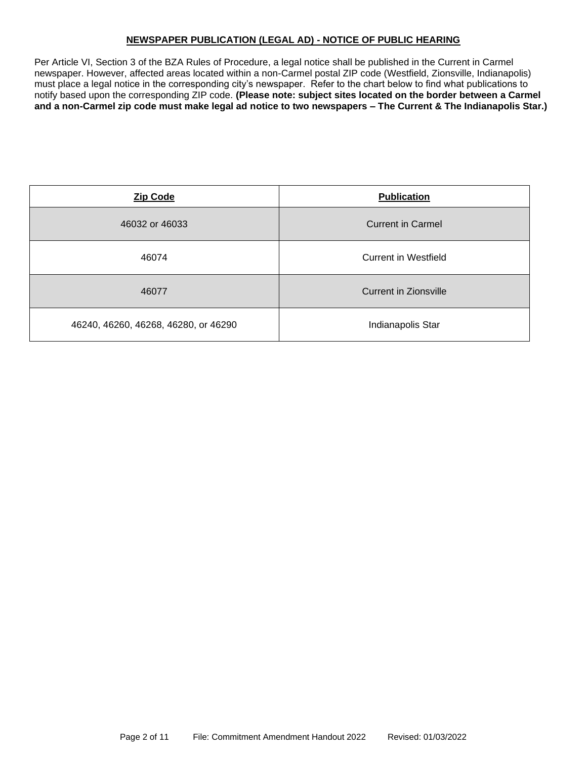## NEWSPAPER PUBLICATION (LEGAL AD) - NOTICE OF PUBLIC HEARING

Per Article VI, Section 3 of the BZA Rules of Procedure, a legal notice shall be published in the Current in Carmel newspaper. However, affected areas located within a non-Carmel postal ZIP code (Westfield, Zionsville, Indianapolis) must place a legal notice in the corresponding city's newspaper. Refer to the chart below to find what publications to notify based upon the corresponding ZIP code. **(Please note: subject sites located on the border between a Carmel and a non-Carmel zip code must make legal ad notice to two newspapers – The Current & The Indianapolis Star.)**

| Zip Code | Publication |
|---|---|
| 46032 or 46033 | Current in Carmel |
| 46074 | Current in Westfield |
| 46077 | Current in Zionsville |
| 46240, 46260, 46268, 46280, or 46290 | Indianapolis Star |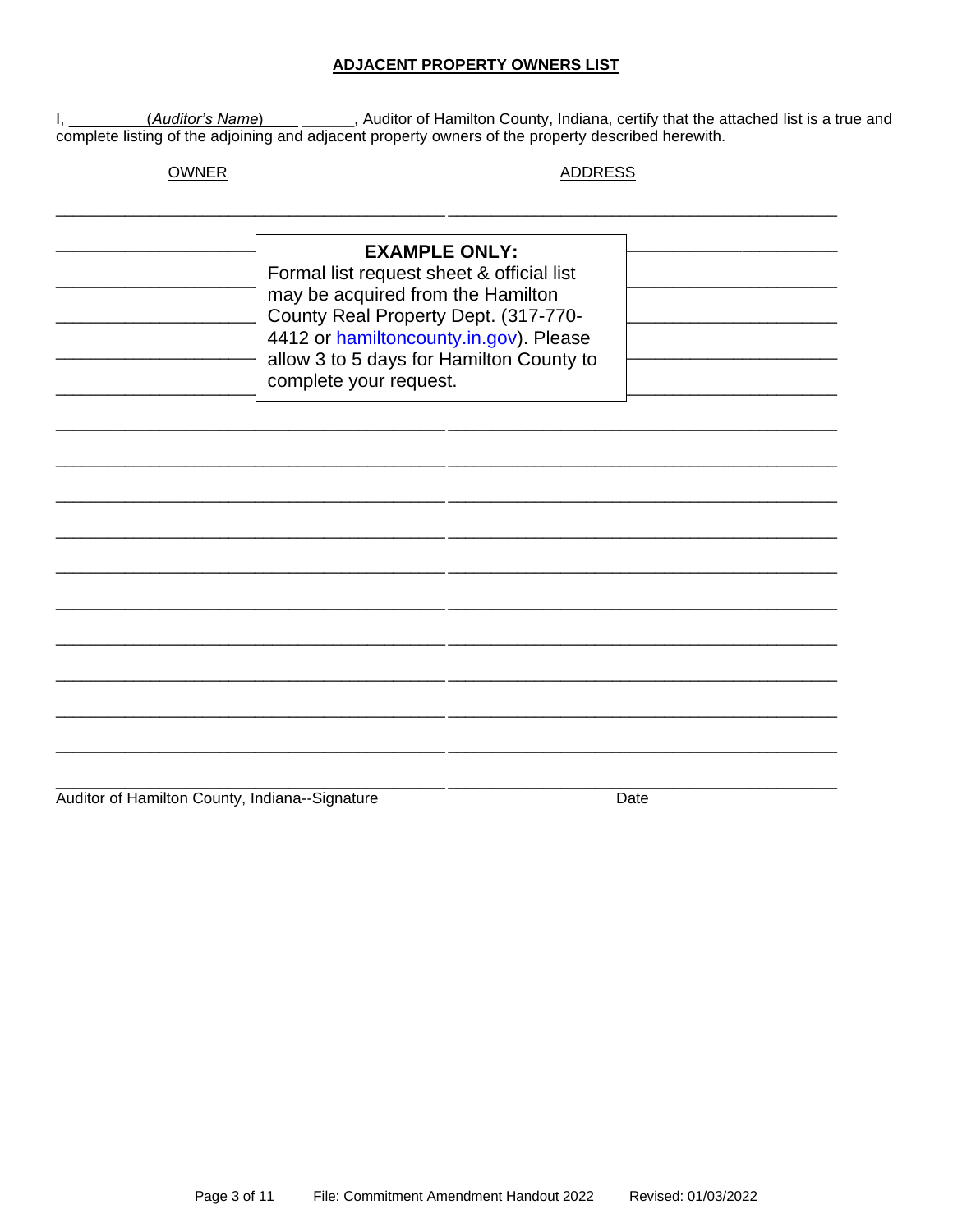**ADJACENT PROPERTY OWNERS LIST**

I, ___(*Auditor's Name*)___ ______, Auditor of Hamilton County, Indiana, certify that the attached list is a true and complete listing of the adjoining and adjacent property owners of the property described herewith.

| OWNER | ADDRESS |
| --- | --- |
| | |
| | |
| | |
| | |
| | |
| | |
| | |
| | |
| | |
| | |
| | |
| | |
| | |
| | |
| | |
| | |

**EXAMPLE ONLY:**
Formal list request sheet & official list may be acquired from the Hamilton County Real Property Dept. (317-770-4412 or hamiltoncounty.in.gov). Please allow 3 to 5 days for Hamilton County to complete your request.

_______________________________________ _______________________________________
Auditor of Hamilton County, Indiana--Signature Date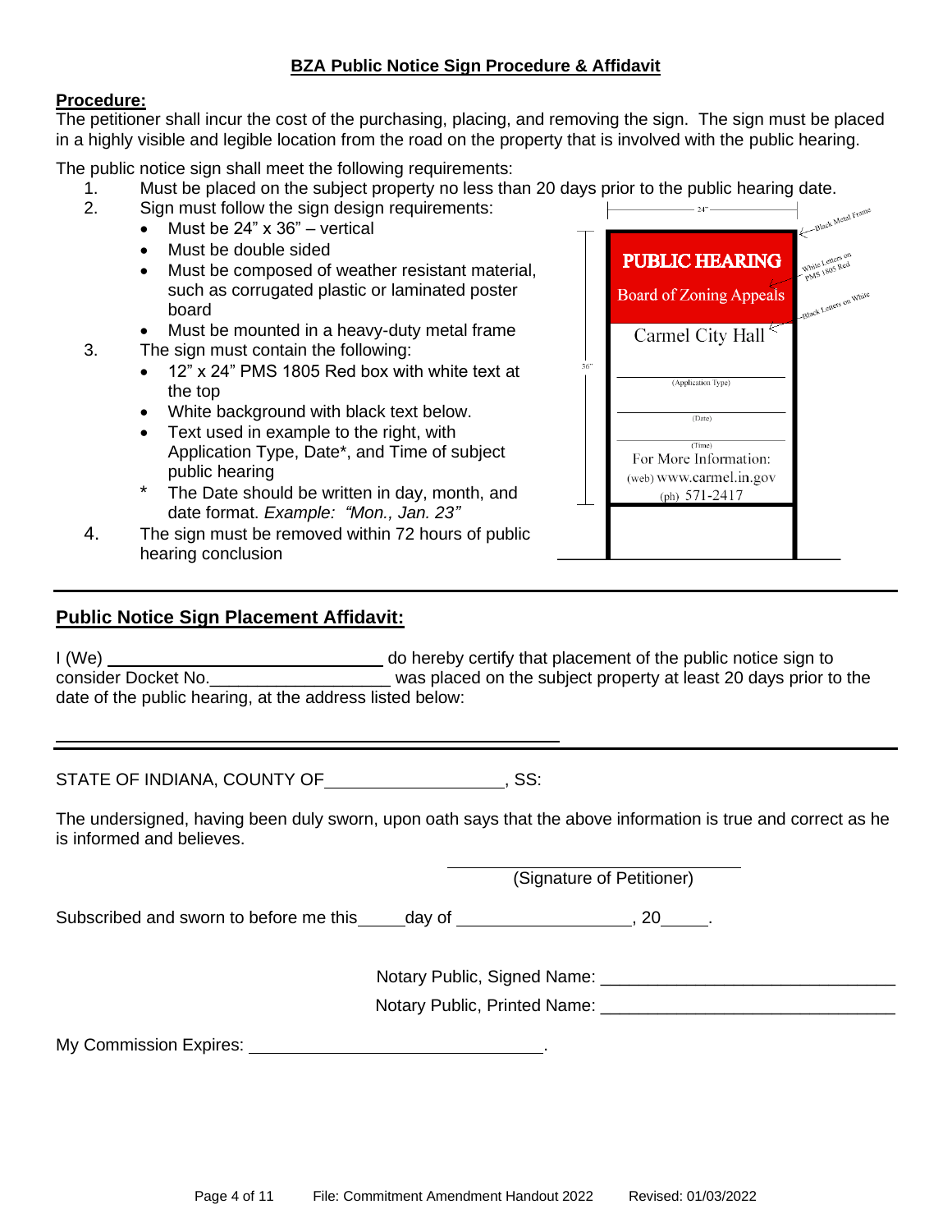# BZA Public Notice Sign Procedure & Affidavit

**Procedure:**

The petitioner shall incur the cost of the purchasing, placing, and removing the sign. The sign must be placed in a highly visible and legible location from the road on the property that is involved with the public hearing.

The public notice sign shall meet the following requirements:

1. Must be placed on the subject property no less than 20 days prior to the public hearing date.
2. Sign must follow the sign design requirements:
   - Must be 24" x 36" – vertical
   - Must be double sided
   - Must be composed of weather resistant material, such as corrugated plastic or laminated poster board
   - Must be mounted in a heavy-duty metal frame
3. The sign must contain the following:
   - 12" x 24" PMS 1805 Red box with white text at the top
   - White background with black text below.
   - Text used in example to the right, with Application Type, Date*, and Time of subject public hearing

   \* The Date should be written in day, month, and date format. *Example: "Mon., Jan. 23"*
4. The sign must be removed within 72 hours of public hearing conclusion

24" — Black Metal Frame — 36"

PUBLIC HEARING
Board of Zoning Appeals
(White Letters on PMS 1805 Red)

Carmel City Hall
(Black Letters on White)

\_\_\_\_\_\_\_\_\_\_\_\_\_\_\_\_\_\_\_\_
(Application Type)

\_\_\_\_\_\_\_\_\_\_\_\_\_\_\_\_\_\_\_\_
(Date)

\_\_\_\_\_\_\_\_\_\_\_\_\_\_\_\_\_\_\_\_
(Time)

For More Information:
(web) www.carmel.in.gov
(ph) 571-2417

---

## Public Notice Sign Placement Affidavit:

I (We) \_\_\_\_\_\_\_\_\_\_\_\_\_\_\_\_\_\_\_\_\_\_\_\_\_\_\_\_\_\_ do hereby certify that placement of the public notice sign to consider Docket No.\_\_\_\_\_\_\_\_\_\_\_\_\_\_\_\_\_\_\_\_ was placed on the subject property at least 20 days prior to the date of the public hearing, at the address listed below:

\_\_\_\_\_\_\_\_\_\_\_\_\_\_\_\_\_\_\_\_\_\_\_\_\_\_\_\_\_\_\_\_\_\_\_\_\_\_\_\_\_\_\_\_\_\_\_\_\_\_\_\_

---

STATE OF INDIANA, COUNTY OF\_\_\_\_\_\_\_\_\_\_\_\_\_\_\_\_\_\_\_\_, SS:

The undersigned, having been duly sworn, upon oath says that the above information is true and correct as he is informed and believes.

\_\_\_\_\_\_\_\_\_\_\_\_\_\_\_\_\_\_\_\_\_\_\_\_\_\_\_\_\_\_
(Signature of Petitioner)

Subscribed and sworn to before me this\_\_\_\_\_day of \_\_\_\_\_\_\_\_\_\_\_\_\_\_\_\_\_\_\_\_, 20\_\_\_\_\_.

Notary Public, Signed Name: \_\_\_\_\_\_\_\_\_\_\_\_\_\_\_\_\_\_\_\_\_\_\_\_\_\_\_\_\_\_

Notary Public, Printed Name: \_\_\_\_\_\_\_\_\_\_\_\_\_\_\_\_\_\_\_\_\_\_\_\_\_\_\_\_\_\_

My Commission Expires: \_\_\_\_\_\_\_\_\_\_\_\_\_\_\_\_\_\_\_\_\_\_\_\_\_\_\_\_\_\_.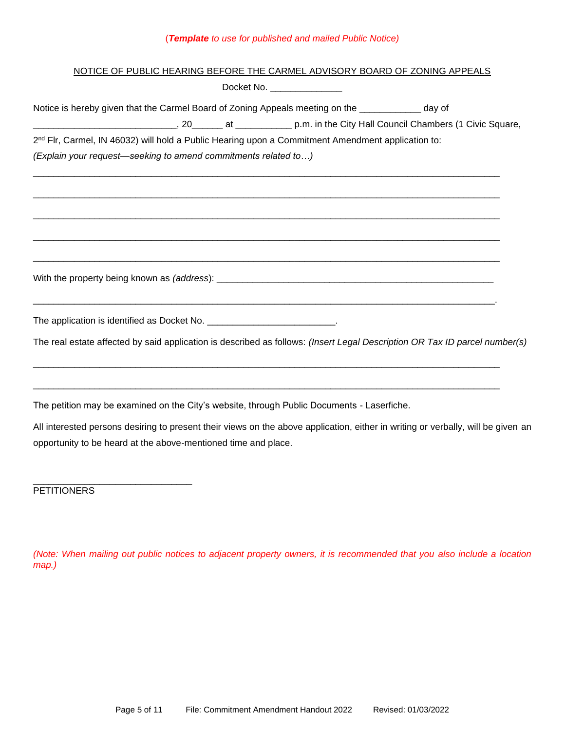(***Template*** *to use for published and mailed Public Notice)*

<u>NOTICE OF PUBLIC HEARING BEFORE THE CARMEL ADVISORY BOARD OF ZONING APPEALS</u>

Docket No. ______________

Notice is hereby given that the Carmel Board of Zoning Appeals meeting on the ____________ day of ____________________________, 20______ at ___________ p.m. in the City Hall Council Chambers (1 Civic Square, 2nd Flr, Carmel, IN 46032) will hold a Public Hearing upon a Commitment Amendment application to:

*(Explain your request—seeking to amend commitments related to…)*

______________________________________________________________________________

______________________________________________________________________________

______________________________________________________________________________

______________________________________________________________________________

______________________________________________________________________________

With the property being known as *(address)*: _________________________________________________________

______________________________________________________________________________.

The application is identified as Docket No. _________________________.

The real estate affected by said application is described as follows: *(Insert Legal Description OR Tax ID parcel number(s)*

______________________________________________________________________________

______________________________________________________________________________

The petition may be examined on the City's website, through Public Documents - Laserfiche.

All interested persons desiring to present their views on the above application, either in writing or verbally, will be given an opportunity to be heard at the above-mentioned time and place.

______________________________

PETITIONERS

*(Note: When mailing out public notices to adjacent property owners, it is recommended that you also include a location map.)*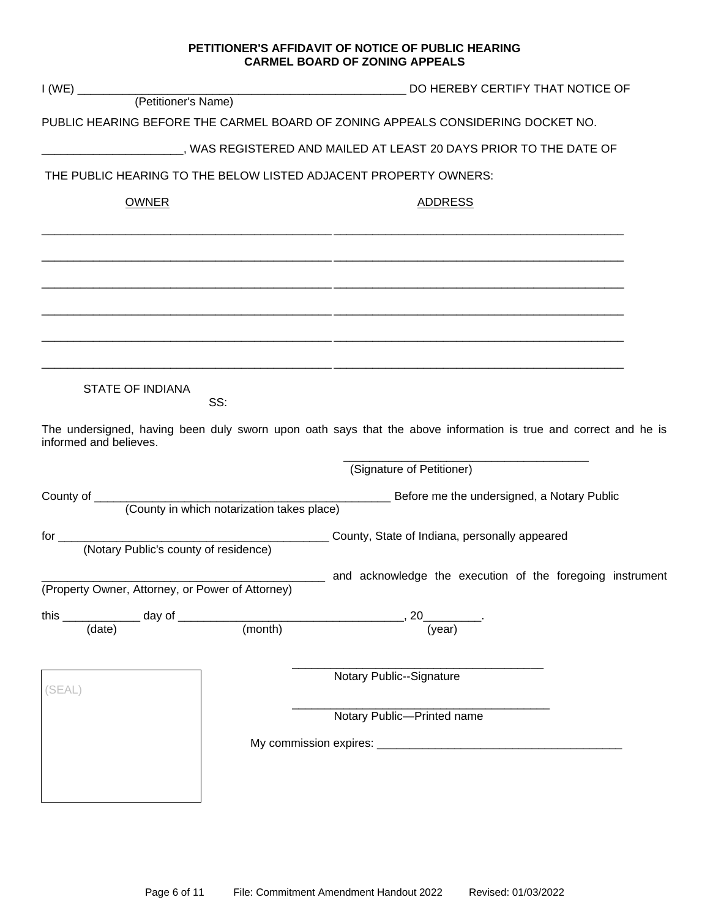**PETITIONER'S AFFIDAVIT OF NOTICE OF PUBLIC HEARING**
**CARMEL BOARD OF ZONING APPEALS**

I (WE) ____________________________________________ DO HEREBY CERTIFY THAT NOTICE OF
(Petitioner's Name)

PUBLIC HEARING BEFORE THE CARMEL BOARD OF ZONING APPEALS CONSIDERING DOCKET NO.

____________________, WAS REGISTERED AND MAILED AT LEAST 20 DAYS PRIOR TO THE DATE OF

THE PUBLIC HEARING TO THE BELOW LISTED ADJACENT PROPERTY OWNERS:

| OWNER | ADDRESS |
|---|---|
| | |
| | |
| | |
| | |
| | |
| | |

STATE OF INDIANA
SS:

The undersigned, having been duly sworn upon oath says that the above information is true and correct and he is informed and believes.

____________________________________
(Signature of Petitioner)

County of ____________________________________ Before me the undersigned, a Notary Public
(County in which notarization takes place)

for ____________________________________ County, State of Indiana, personally appeared
(Notary Public's county of residence)

____________________________________ and acknowledge the execution of the foregoing instrument
(Property Owner, Attorney, or Power of Attorney)

this __________ day of ______________________________, 20________.
(date) (month) (year)

(SEAL)

____________________________________
Notary Public--Signature

____________________________________
Notary Public—Printed name

My commission expires: ____________________________________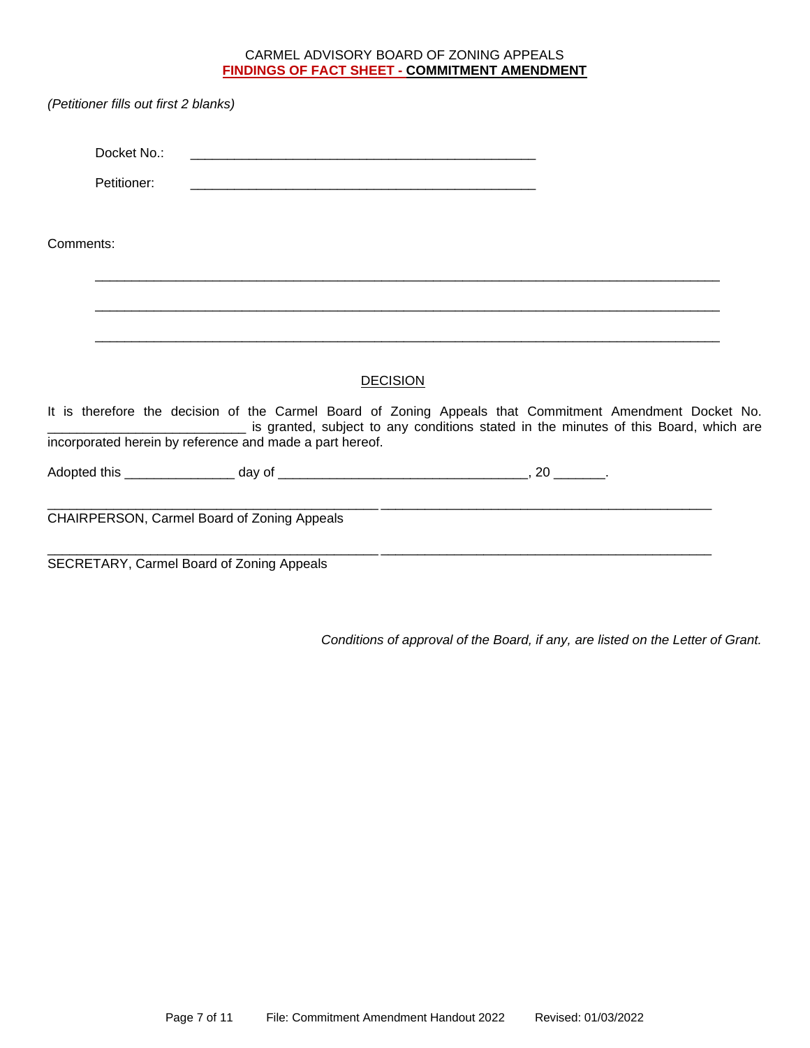CARMEL ADVISORY BOARD OF ZONING APPEALS

**FINDINGS OF FACT SHEET - COMMITMENT AMENDMENT**

*(Petitioner fills out first 2 blanks)*

Docket No.: ________________________________________________

Petitioner: ________________________________________________

Comments:

_____________________________________________________________________________________

_____________________________________________________________________________________

_____________________________________________________________________________________

## DECISION

It is therefore the decision of the Carmel Board of Zoning Appeals that Commitment Amendment Docket No. __________________________ is granted, subject to any conditions stated in the minutes of this Board, which are incorporated herein by reference and made a part hereof.

Adopted this _______________ day of __________________________________, 20 _______.

______________________________________________ ______________________________________________

CHAIRPERSON, Carmel Board of Zoning Appeals

______________________________________________ ______________________________________________

SECRETARY, Carmel Board of Zoning Appeals

*Conditions of approval of the Board, if any, are listed on the Letter of Grant.*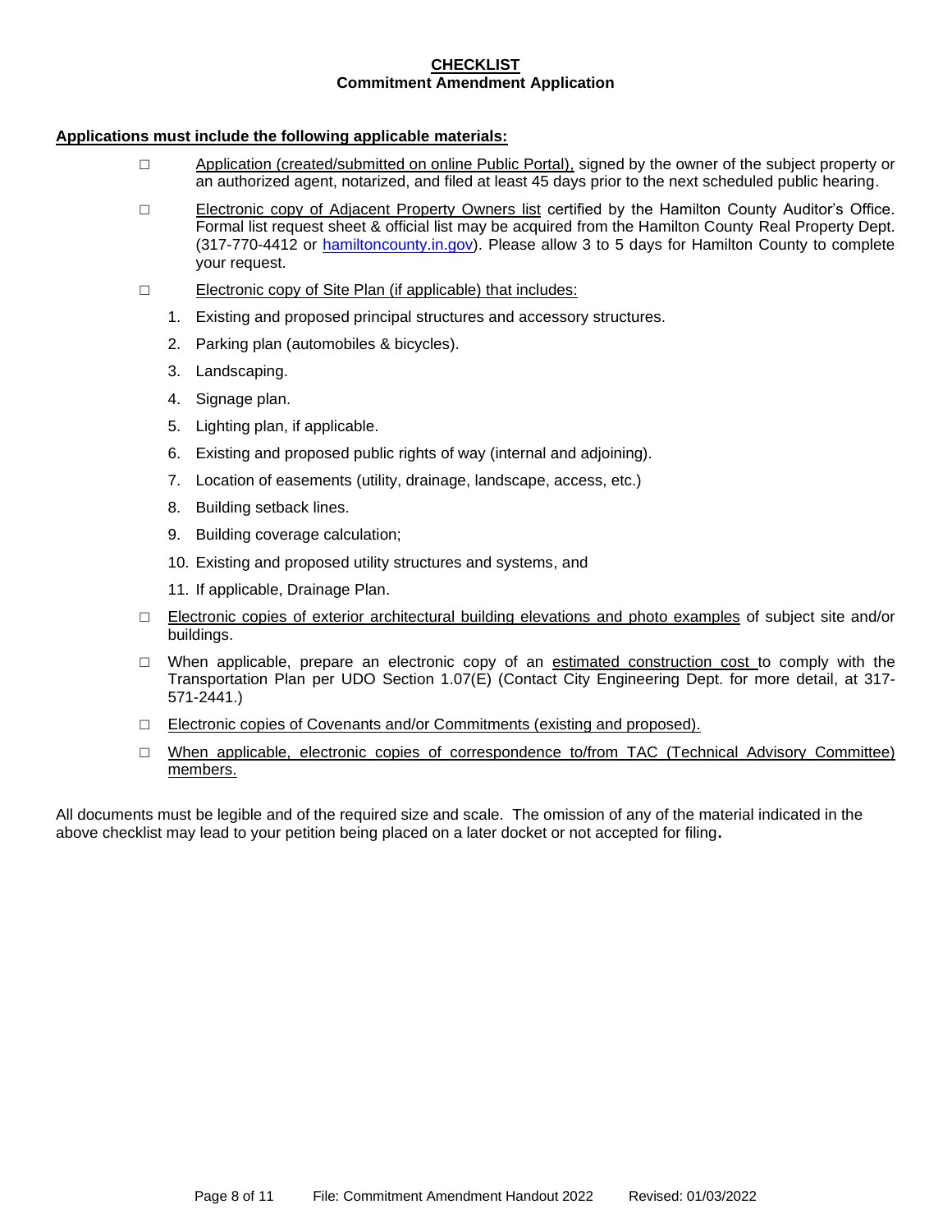## CHECKLIST
### Commitment Amendment Application

**Applications must include the following applicable materials:**

- □ Application (created/submitted on online Public Portal), signed by the owner of the subject property or an authorized agent, notarized, and filed at least 45 days prior to the next scheduled public hearing.
- □ Electronic copy of Adjacent Property Owners list certified by the Hamilton County Auditor's Office. Formal list request sheet & official list may be acquired from the Hamilton County Real Property Dept. (317-770-4412 or [hamiltoncounty.in.gov](hamiltoncounty.in.gov)). Please allow 3 to 5 days for Hamilton County to complete your request.
- □ Electronic copy of Site Plan (if applicable) that includes:
  1. Existing and proposed principal structures and accessory structures.
  2. Parking plan (automobiles & bicycles).
  3. Landscaping.
  4. Signage plan.
  5. Lighting plan, if applicable.
  6. Existing and proposed public rights of way (internal and adjoining).
  7. Location of easements (utility, drainage, landscape, access, etc.)
  8. Building setback lines.
  9. Building coverage calculation;
  10. Existing and proposed utility structures and systems, and
  11. If applicable, Drainage Plan.
- □ Electronic copies of exterior architectural building elevations and photo examples of subject site and/or buildings.
- □ When applicable, prepare an electronic copy of an estimated construction cost to comply with the Transportation Plan per UDO Section 1.07(E) (Contact City Engineering Dept. for more detail, at 317-571-2441.)
- □ Electronic copies of Covenants and/or Commitments (existing and proposed).
- □ When applicable, electronic copies of correspondence to/from TAC (Technical Advisory Committee) members.

All documents must be legible and of the required size and scale. The omission of any of the material indicated in the above checklist may lead to your petition being placed on a later docket or not accepted for filing**.**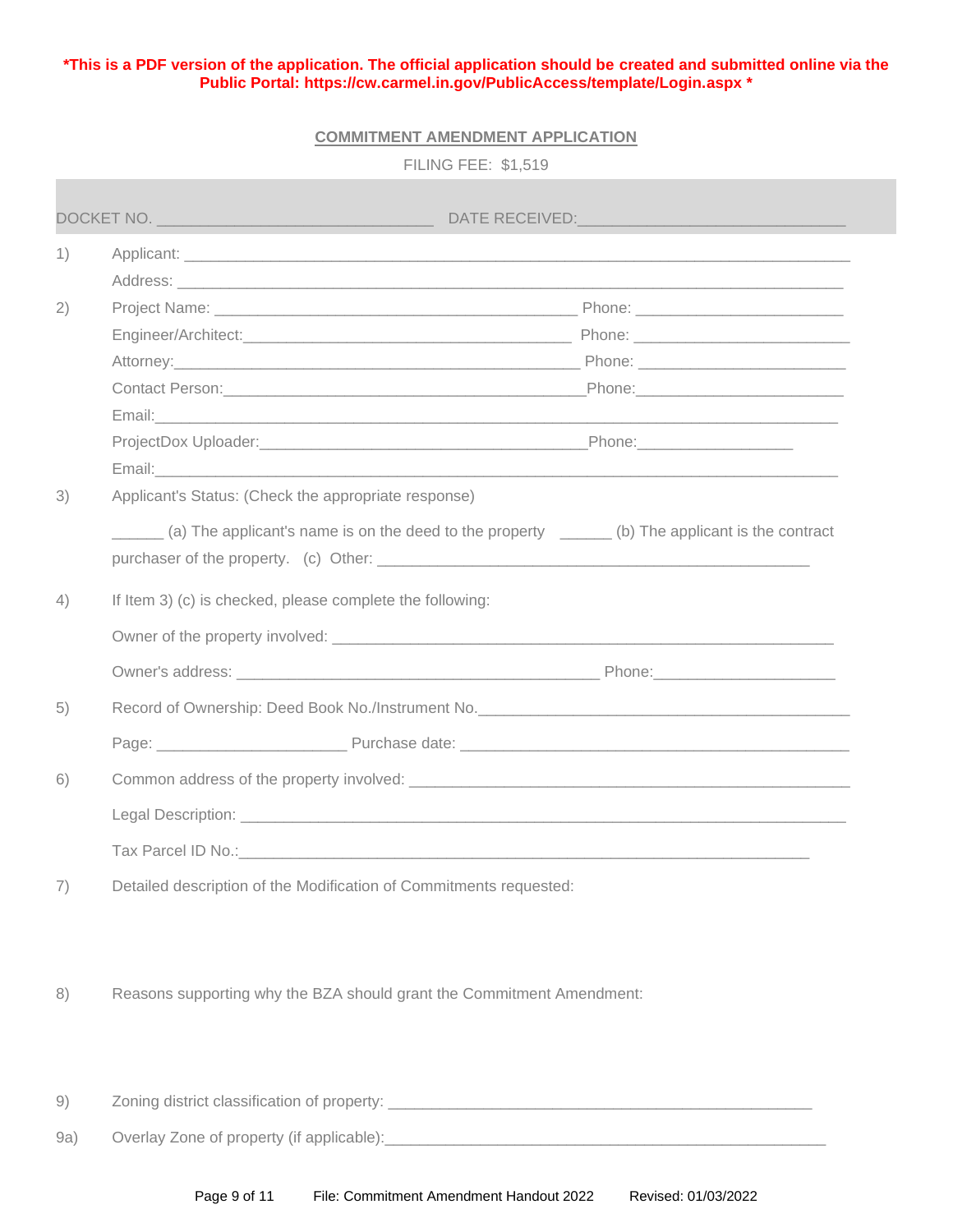**\*This is a PDF version of the application. The official application should be created and submitted online via the Public Portal: https://cw.carmel.in.gov/PublicAccess/template/Login.aspx \***

## COMMITMENT AMENDMENT APPLICATION

FILING FEE: $1,519

DOCKET NO. ________________________________ DATE RECEIVED:______________________________

1) Applicant: ____________________________________________________________________________

   Address: _____________________________________________________________________________

2) Project Name: __________________________________________ Phone: ________________________

   Engineer/Architect:_______________________________________ Phone: _________________________

   Attorney:_______________________________________________ Phone: ________________________

   Contact Person:__________________________________________Phone:________________________

   Email:_________________________________________________________________________________

   ProjectDox Uploader:______________________________________Phone:__________________

   Email:_________________________________________________________________________________

3) Applicant's Status: (Check the appropriate response)

   ______ (a) The applicant's name is on the deed to the property   ______ (b) The applicant is the contract purchaser of the property.   (c) Other: ____________________________________________________

4) If Item 3) (c) is checked, please complete the following:

   Owner of the property involved: __________________________________________________________

   Owner's address: __________________________________________ Phone:_____________________

5) Record of Ownership: Deed Book No./Instrument No.___________________________________________

   Page: ______________________ Purchase date: _____________________________________________

6) Common address of the property involved: _________________________________________________

   Legal Description: _____________________________________________________________________

   Tax Parcel ID No.:____________________________________________________________________

7) Detailed description of the Modification of Commitments requested:

8) Reasons supporting why the BZA should grant the Commitment Amendment:

9) Zoning district classification of property: __________________________________________________

9a) Overlay Zone of property (if applicable):___________________________________________________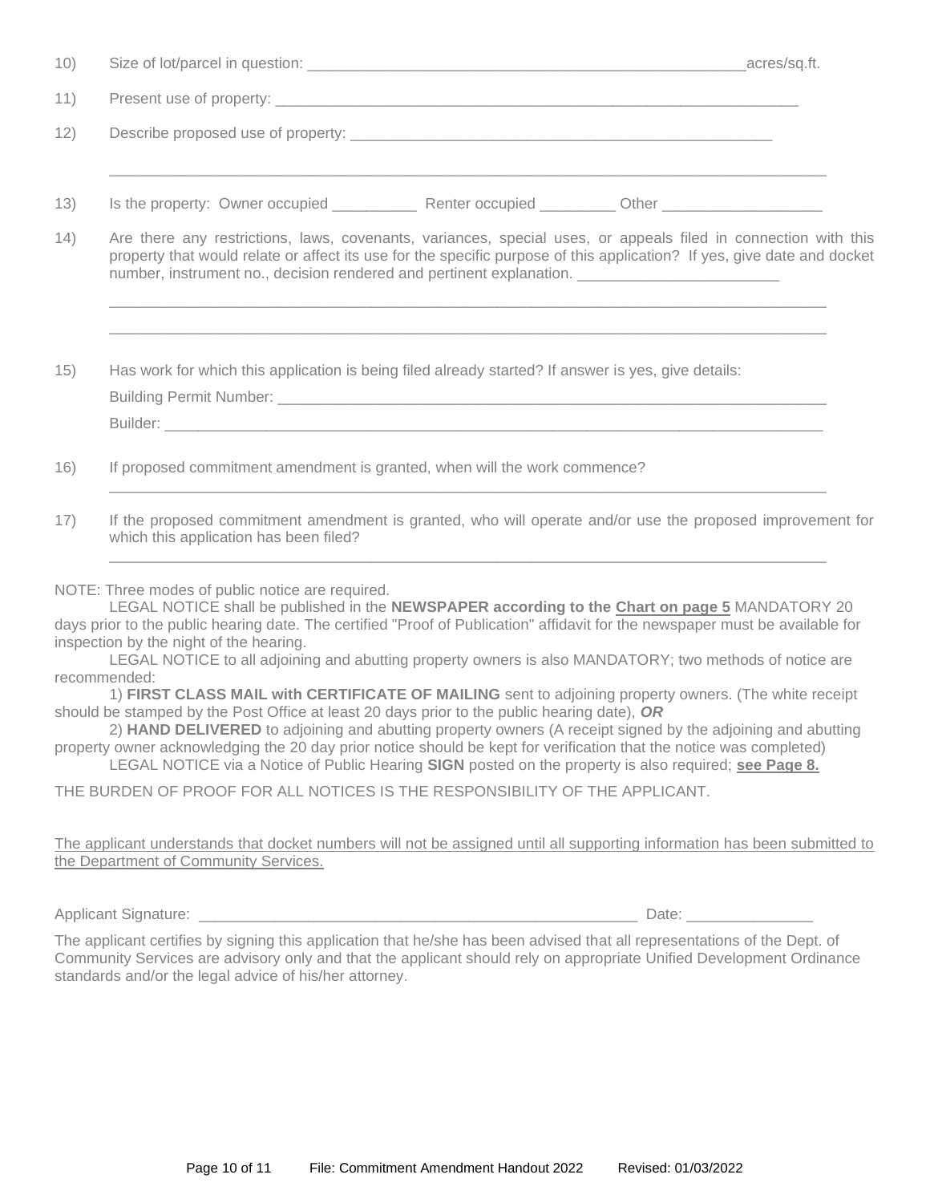10) Size of lot/parcel in question: ______________________________________________________acres/sq.ft.

11) Present use of property: _________________________________________________________________

12) Describe proposed use of property: ____________________________________________________

_________________________________________________________________________________________

13) Is the property: Owner occupied __________ Renter occupied _________ Other ___________________

14) Are there any restrictions, laws, covenants, variances, special uses, or appeals filed in connection with this property that would relate or affect its use for the specific purpose of this application? If yes, give date and docket number, instrument no., decision rendered and pertinent explanation. ________________________

_________________________________________________________________________________________

_________________________________________________________________________________________

15) Has work for which this application is being filed already started? If answer is yes, give details:

Building Permit Number: ______________________________________________________________________

Builder: _________________________________________________________________________________

16) If proposed commitment amendment is granted, when will the work commence?

_________________________________________________________________________________________

17) If the proposed commitment amendment is granted, who will operate and/or use the proposed improvement for which this application has been filed?

_________________________________________________________________________________________

NOTE: Three modes of public notice are required.

LEGAL NOTICE shall be published in the **NEWSPAPER according to the <u>Chart on page 5</u>** MANDATORY 20 days prior to the public hearing date. The certified "Proof of Publication" affidavit for the newspaper must be available for inspection by the night of the hearing.

LEGAL NOTICE to all adjoining and abutting property owners is also MANDATORY; two methods of notice are recommended:

1) **FIRST CLASS MAIL with CERTIFICATE OF MAILING** sent to adjoining property owners. (The white receipt should be stamped by the Post Office at least 20 days prior to the public hearing date), ***OR***

2) **HAND DELIVERED** to adjoining and abutting property owners (A receipt signed by the adjoining and abutting property owner acknowledging the 20 day prior notice should be kept for verification that the notice was completed)

LEGAL NOTICE via a Notice of Public Hearing **SIGN** posted on the property is also required; **<u>see Page 8.</u>**

THE BURDEN OF PROOF FOR ALL NOTICES IS THE RESPONSIBILITY OF THE APPLICANT.

<u>The applicant understands that docket numbers will not be assigned until all supporting information has been submitted to the Department of Community Services.</u>

Applicant Signature: ______________________________________________________ Date: _______________

The applicant certifies by signing this application that he/she has been advised that all representations of the Dept. of Community Services are advisory only and that the applicant should rely on appropriate Unified Development Ordinance standards and/or the legal advice of his/her attorney.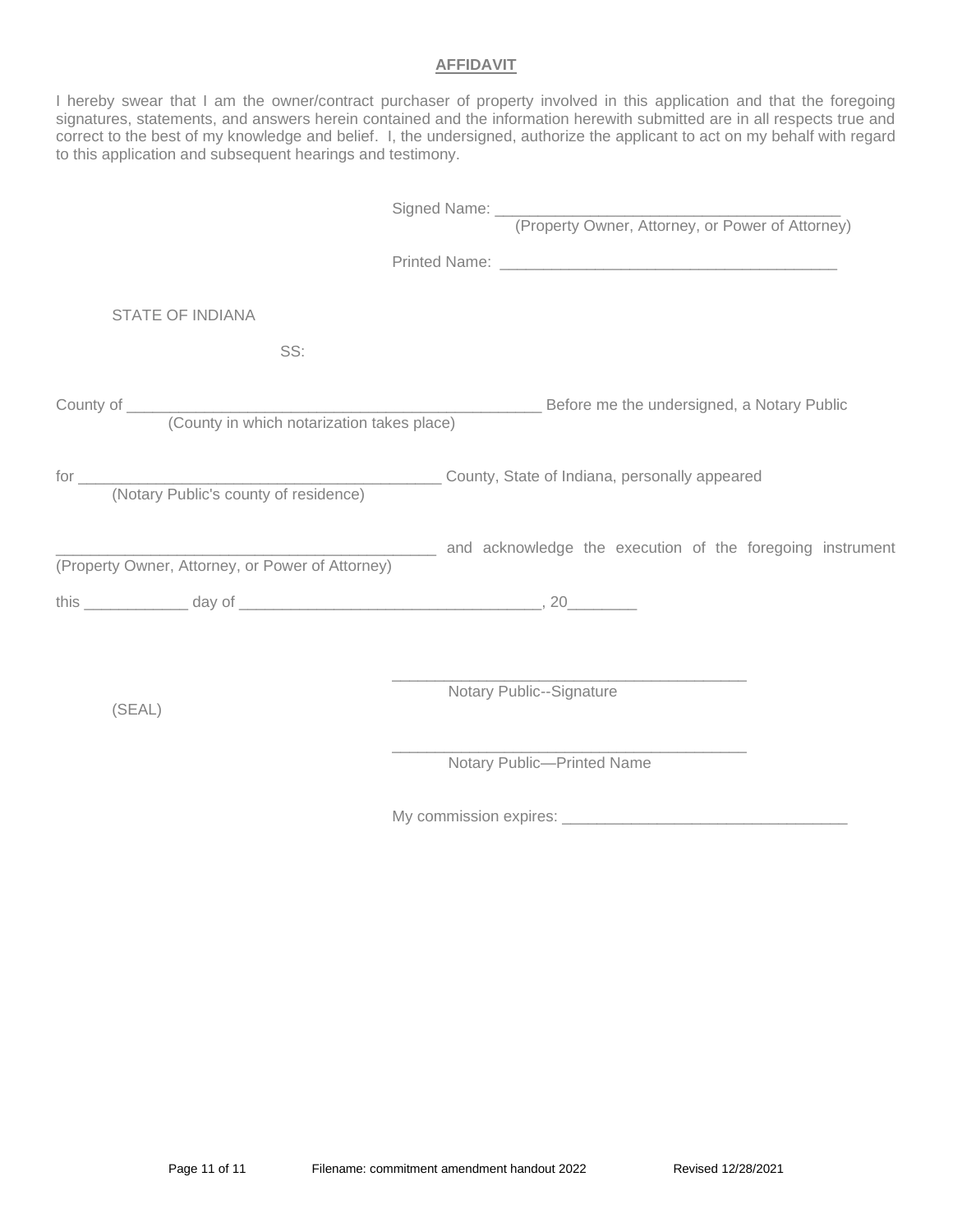**AFFIDAVIT**

I hereby swear that I am the owner/contract purchaser of property involved in this application and that the foregoing signatures, statements, and answers herein contained and the information herewith submitted are in all respects true and correct to the best of my knowledge and belief. I, the undersigned, authorize the applicant to act on my behalf with regard to this application and subsequent hearings and testimony.

Signed Name: ______________________________________
(Property Owner, Attorney, or Power of Attorney)

Printed Name: ______________________________________

STATE OF INDIANA

SS:

County of ______________________________________________ Before me the undersigned, a Notary Public
(County in which notarization takes place)

for _________________________________________ County, State of Indiana, personally appeared
(Notary Public's county of residence)

__________________________________________ and acknowledge the execution of the foregoing instrument
(Property Owner, Attorney, or Power of Attorney)

this ___________ day of _________________________________, 20_______

(SEAL)

________________________________________
Notary Public--Signature

________________________________________
Notary Public—Printed Name

My commission expires: _______________________________